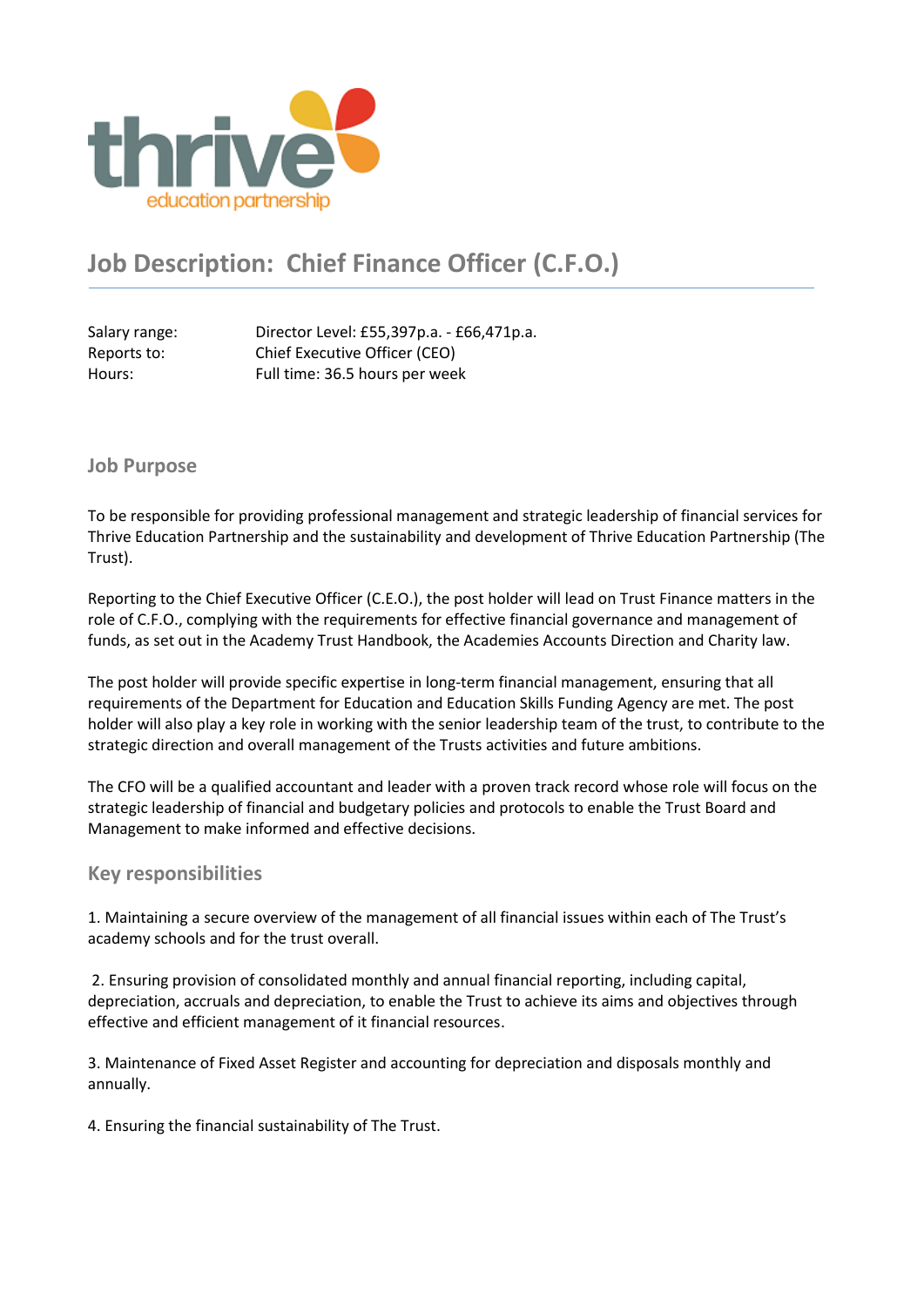# Job Description: Chief Finance Officer (C.F.O.)

| | |
|---|---|
| Salary range: | Director Level: £55,397p.a. - £66,471p.a. |
| Reports to: | Chief Executive Officer (CEO) |
| Hours: | Full time: 36.5 hours per week |

## Job Purpose

To be responsible for providing professional management and strategic leadership of financial services for Thrive Education Partnership and the sustainability and development of Thrive Education Partnership (The Trust).

Reporting to the Chief Executive Officer (C.E.O.), the post holder will lead on Trust Finance matters in the role of C.F.O., complying with the requirements for effective financial governance and management of funds, as set out in the Academy Trust Handbook, the Academies Accounts Direction and Charity law.

The post holder will provide specific expertise in long-term financial management, ensuring that all requirements of the Department for Education and Education Skills Funding Agency are met. The post holder will also play a key role in working with the senior leadership team of the trust, to contribute to the strategic direction and overall management of the Trusts activities and future ambitions.

The CFO will be a qualified accountant and leader with a proven track record whose role will focus on the strategic leadership of financial and budgetary policies and protocols to enable the Trust Board and Management to make informed and effective decisions.

## Key responsibilities

1. Maintaining a secure overview of the management of all financial issues within each of The Trust's academy schools and for the trust overall.

2. Ensuring provision of consolidated monthly and annual financial reporting, including capital, depreciation, accruals and depreciation, to enable the Trust to achieve its aims and objectives through effective and efficient management of it financial resources.

3. Maintenance of Fixed Asset Register and accounting for depreciation and disposals monthly and annually.

4. Ensuring the financial sustainability of The Trust.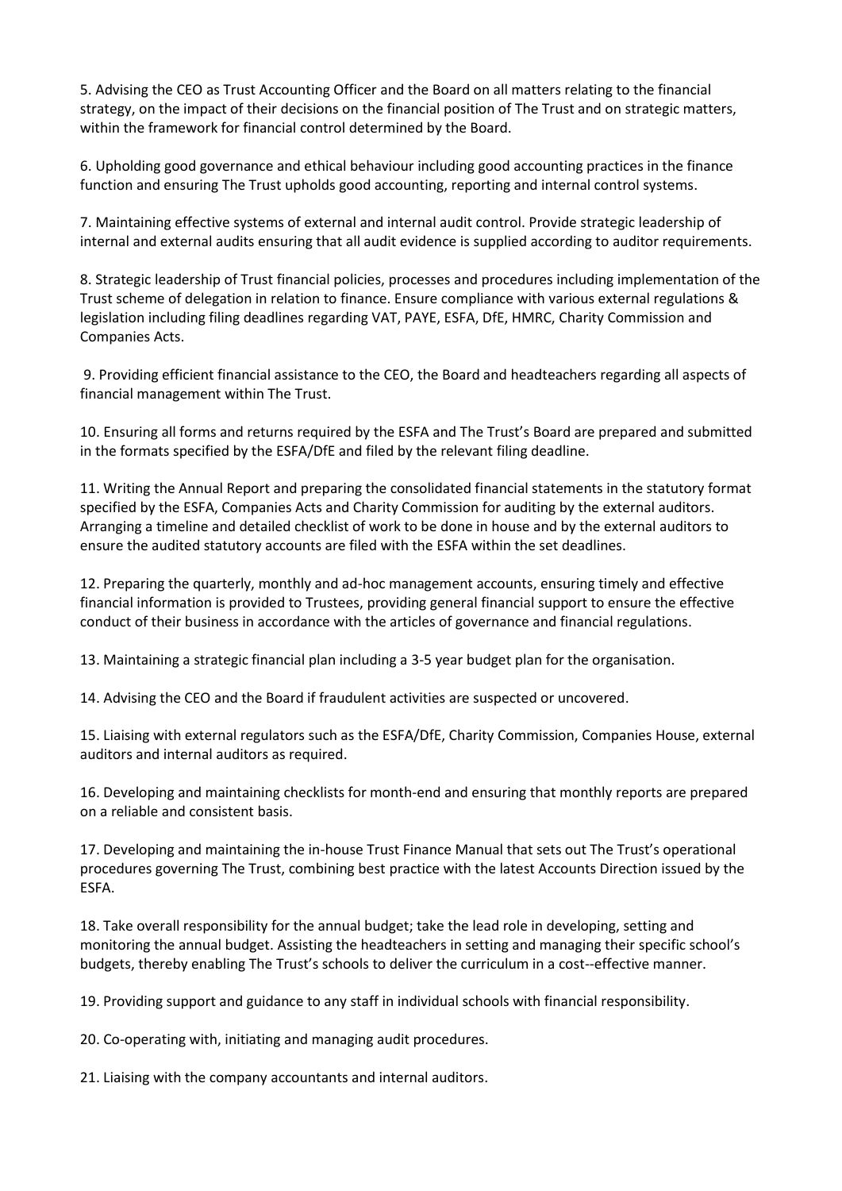5. Advising the CEO as Trust Accounting Officer and the Board on all matters relating to the financial strategy, on the impact of their decisions on the financial position of The Trust and on strategic matters, within the framework for financial control determined by the Board.

6. Upholding good governance and ethical behaviour including good accounting practices in the finance function and ensuring The Trust upholds good accounting, reporting and internal control systems.

7. Maintaining effective systems of external and internal audit control. Provide strategic leadership of internal and external audits ensuring that all audit evidence is supplied according to auditor requirements.

8. Strategic leadership of Trust financial policies, processes and procedures including implementation of the Trust scheme of delegation in relation to finance. Ensure compliance with various external regulations & legislation including filing deadlines regarding VAT, PAYE, ESFA, DfE, HMRC, Charity Commission and Companies Acts.

9. Providing efficient financial assistance to the CEO, the Board and headteachers regarding all aspects of financial management within The Trust.

10. Ensuring all forms and returns required by the ESFA and The Trust's Board are prepared and submitted in the formats specified by the ESFA/DfE and filed by the relevant filing deadline.

11. Writing the Annual Report and preparing the consolidated financial statements in the statutory format specified by the ESFA, Companies Acts and Charity Commission for auditing by the external auditors. Arranging a timeline and detailed checklist of work to be done in house and by the external auditors to ensure the audited statutory accounts are filed with the ESFA within the set deadlines.

12. Preparing the quarterly, monthly and ad-hoc management accounts, ensuring timely and effective financial information is provided to Trustees, providing general financial support to ensure the effective conduct of their business in accordance with the articles of governance and financial regulations.

13. Maintaining a strategic financial plan including a 3-5 year budget plan for the organisation.

14. Advising the CEO and the Board if fraudulent activities are suspected or uncovered.

15. Liaising with external regulators such as the ESFA/DfE, Charity Commission, Companies House, external auditors and internal auditors as required.

16. Developing and maintaining checklists for month-end and ensuring that monthly reports are prepared on a reliable and consistent basis.

17. Developing and maintaining the in-house Trust Finance Manual that sets out The Trust's operational procedures governing The Trust, combining best practice with the latest Accounts Direction issued by the ESFA.

18. Take overall responsibility for the annual budget; take the lead role in developing, setting and monitoring the annual budget. Assisting the headteachers in setting and managing their specific school's budgets, thereby enabling The Trust's schools to deliver the curriculum in a cost--effective manner.

19. Providing support and guidance to any staff in individual schools with financial responsibility.

20. Co-operating with, initiating and managing audit procedures.

21. Liaising with the company accountants and internal auditors.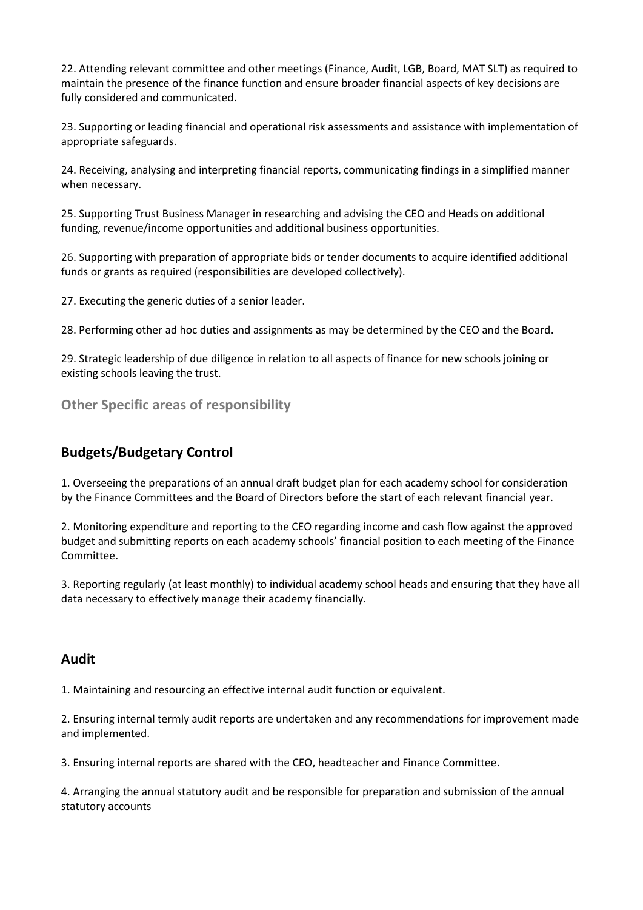22. Attending relevant committee and other meetings (Finance, Audit, LGB, Board, MAT SLT) as required to maintain the presence of the finance function and ensure broader financial aspects of key decisions are fully considered and communicated.

23. Supporting or leading financial and operational risk assessments and assistance with implementation of appropriate safeguards.

24. Receiving, analysing and interpreting financial reports, communicating findings in a simplified manner when necessary.

25. Supporting Trust Business Manager in researching and advising the CEO and Heads on additional funding, revenue/income opportunities and additional business opportunities.

26. Supporting with preparation of appropriate bids or tender documents to acquire identified additional funds or grants as required (responsibilities are developed collectively).

27. Executing the generic duties of a senior leader.

28. Performing other ad hoc duties and assignments as may be determined by the CEO and the Board.

29. Strategic leadership of due diligence in relation to all aspects of finance for new schools joining or existing schools leaving the trust.

### Other Specific areas of responsibility

## Budgets/Budgetary Control

1. Overseeing the preparations of an annual draft budget plan for each academy school for consideration by the Finance Committees and the Board of Directors before the start of each relevant financial year.

2. Monitoring expenditure and reporting to the CEO regarding income and cash flow against the approved budget and submitting reports on each academy schools' financial position to each meeting of the Finance Committee.

3. Reporting regularly (at least monthly) to individual academy school heads and ensuring that they have all data necessary to effectively manage their academy financially.

## Audit

1. Maintaining and resourcing an effective internal audit function or equivalent.

2. Ensuring internal termly audit reports are undertaken and any recommendations for improvement made and implemented.

3. Ensuring internal reports are shared with the CEO, headteacher and Finance Committee.

4. Arranging the annual statutory audit and be responsible for preparation and submission of the annual statutory accounts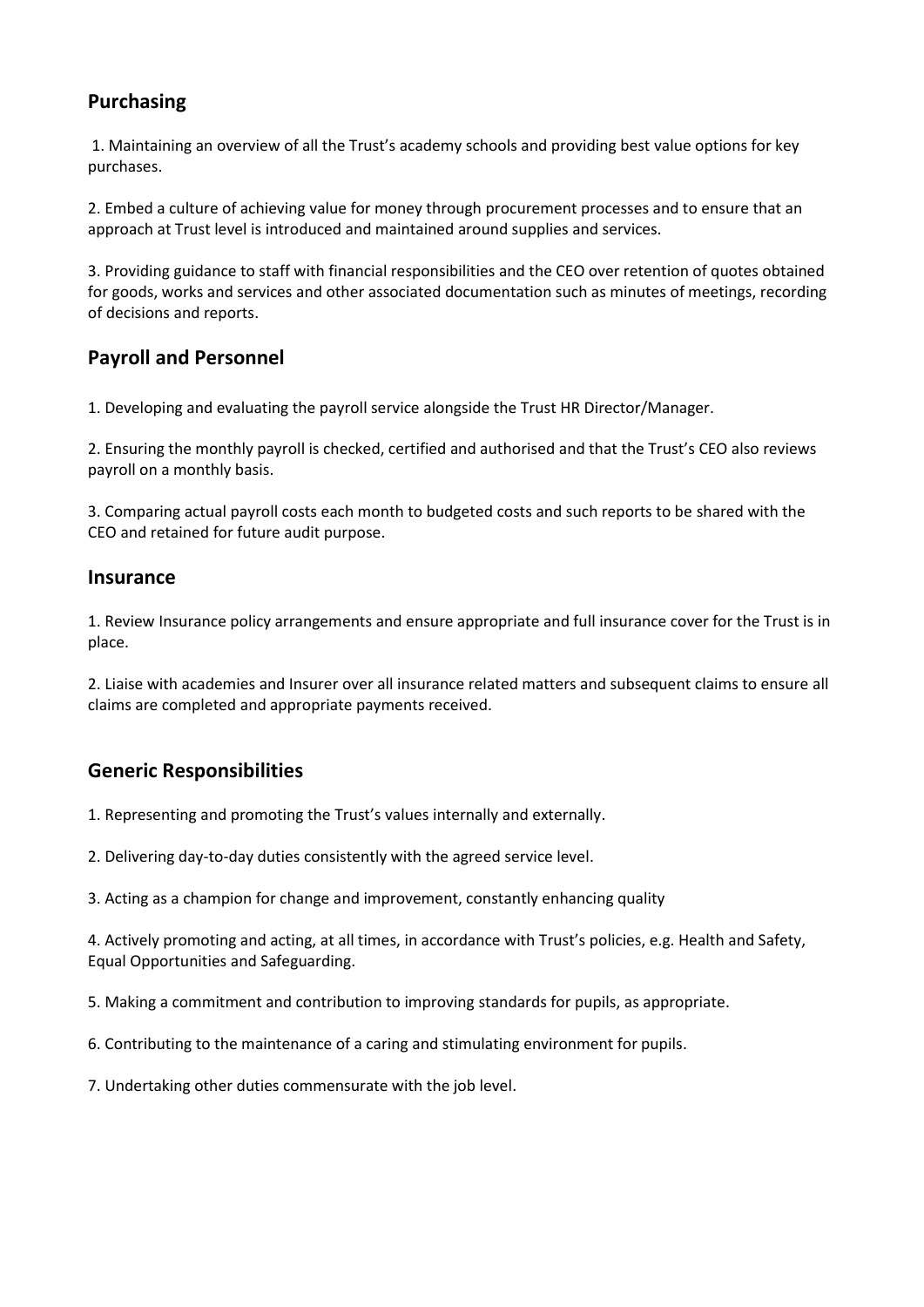## Purchasing

1. Maintaining an overview of all the Trust's academy schools and providing best value options for key purchases.

2. Embed a culture of achieving value for money through procurement processes and to ensure that an approach at Trust level is introduced and maintained around supplies and services.

3. Providing guidance to staff with financial responsibilities and the CEO over retention of quotes obtained for goods, works and services and other associated documentation such as minutes of meetings, recording of decisions and reports.

## Payroll and Personnel

1. Developing and evaluating the payroll service alongside the Trust HR Director/Manager.

2. Ensuring the monthly payroll is checked, certified and authorised and that the Trust's CEO also reviews payroll on a monthly basis.

3. Comparing actual payroll costs each month to budgeted costs and such reports to be shared with the CEO and retained for future audit purpose.

## Insurance

1. Review Insurance policy arrangements and ensure appropriate and full insurance cover for the Trust is in place.

2. Liaise with academies and Insurer over all insurance related matters and subsequent claims to ensure all claims are completed and appropriate payments received.

## Generic Responsibilities

1. Representing and promoting the Trust's values internally and externally.

2. Delivering day-to-day duties consistently with the agreed service level.

3. Acting as a champion for change and improvement, constantly enhancing quality

4. Actively promoting and acting, at all times, in accordance with Trust's policies, e.g. Health and Safety, Equal Opportunities and Safeguarding.

5. Making a commitment and contribution to improving standards for pupils, as appropriate.

6. Contributing to the maintenance of a caring and stimulating environment for pupils.

7. Undertaking other duties commensurate with the job level.